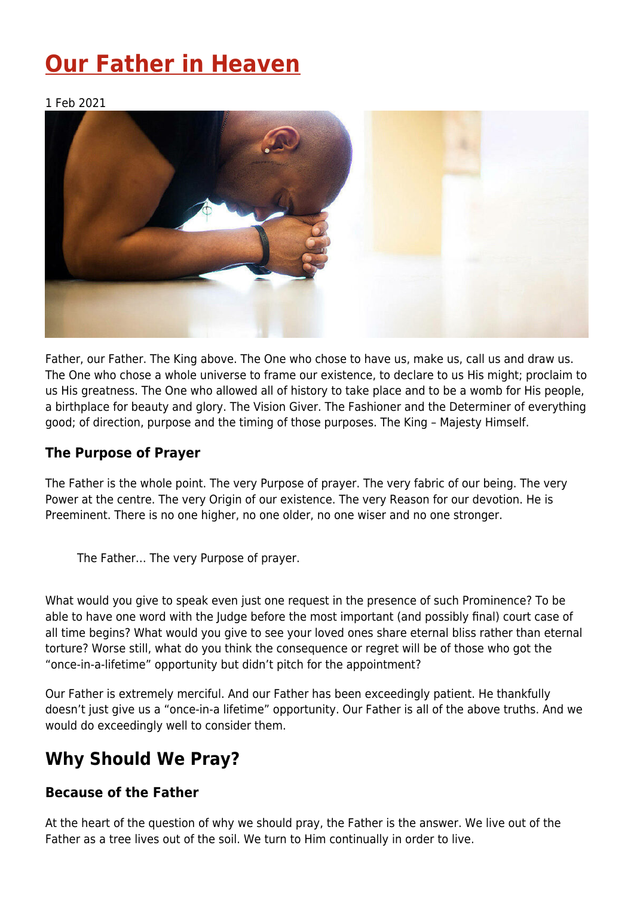# Our Father in Heaven

1 Feb 2021

Father, our Father. The King above. The One who chose to have us, make us, call us and draw us. The One who chose a whole universe to frame our existence, to declare to us His might; proclaim to us His greatness. The One who allowed all of history to take place and to be a womb for His people, a birthplace for beauty and glory. The Vision Giver. The Fashioner and the Determiner of everything good; of direction, purpose and the timing of those purposes. The King – Majesty Himself.

### The Purpose of Prayer

The Father is the whole point. The very Purpose of prayer. The very fabric of our being. The very Power at the centre. The very Origin of our existence. The very Reason for our devotion. He is Preeminent. There is no one higher, no one older, no one wiser and no one stronger.

> The Father… The very Purpose of prayer.

What would you give to speak even just one request in the presence of such Prominence? To be able to have one word with the Judge before the most important (and possibly final) court case of all time begins? What would you give to see your loved ones share eternal bliss rather than eternal torture? Worse still, what do you think the consequence or regret will be of those who got the "once-in-a-lifetime" opportunity but didn't pitch for the appointment?

Our Father is extremely merciful. And our Father has been exceedingly patient. He thankfully doesn't just give us a "once-in-a lifetime" opportunity. Our Father is all of the above truths. And we would do exceedingly well to consider them.

## Why Should We Pray?

### Because of the Father

At the heart of the question of why we should pray, the Father is the answer. We live out of the Father as a tree lives out of the soil. We turn to Him continually in order to live.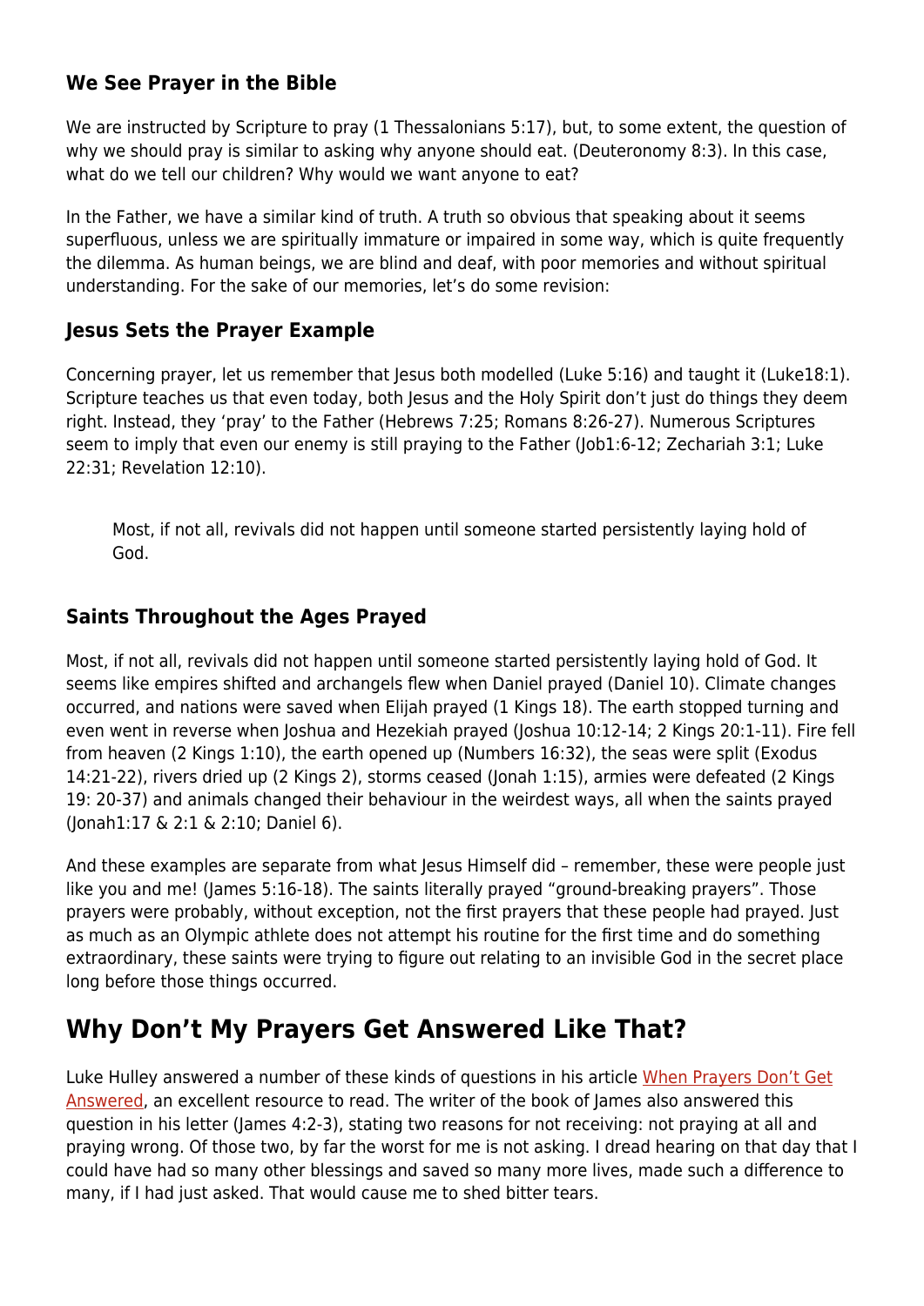### We See Prayer in the Bible

We are instructed by Scripture to pray (1 Thessalonians 5:17), but, to some extent, the question of why we should pray is similar to asking why anyone should eat. (Deuteronomy 8:3). In this case, what do we tell our children? Why would we want anyone to eat?

In the Father, we have a similar kind of truth. A truth so obvious that speaking about it seems superfluous, unless we are spiritually immature or impaired in some way, which is quite frequently the dilemma. As human beings, we are blind and deaf, with poor memories and without spiritual understanding. For the sake of our memories, let's do some revision:

### Jesus Sets the Prayer Example

Concerning prayer, let us remember that Jesus both modelled (Luke 5:16) and taught it (Luke18:1). Scripture teaches us that even today, both Jesus and the Holy Spirit don't just do things they deem right. Instead, they 'pray' to the Father (Hebrews 7:25; Romans 8:26-27). Numerous Scriptures seem to imply that even our enemy is still praying to the Father (Job1:6-12; Zechariah 3:1; Luke 22:31; Revelation 12:10).

> Most, if not all, revivals did not happen until someone started persistently laying hold of God.

### Saints Throughout the Ages Prayed

Most, if not all, revivals did not happen until someone started persistently laying hold of God. It seems like empires shifted and archangels flew when Daniel prayed (Daniel 10). Climate changes occurred, and nations were saved when Elijah prayed (1 Kings 18). The earth stopped turning and even went in reverse when Joshua and Hezekiah prayed (Joshua 10:12-14; 2 Kings 20:1-11). Fire fell from heaven (2 Kings 1:10), the earth opened up (Numbers 16:32), the seas were split (Exodus 14:21-22), rivers dried up (2 Kings 2), storms ceased (Jonah 1:15), armies were defeated (2 Kings 19: 20-37) and animals changed their behaviour in the weirdest ways, all when the saints prayed (Jonah1:17 & 2:1 & 2:10; Daniel 6).

And these examples are separate from what Jesus Himself did – remember, these were people just like you and me! (James 5:16-18). The saints literally prayed "ground-breaking prayers". Those prayers were probably, without exception, not the first prayers that these people had prayed. Just as much as an Olympic athlete does not attempt his routine for the first time and do something extraordinary, these saints were trying to figure out relating to an invisible God in the secret place long before those things occurred.

## Why Don't My Prayers Get Answered Like That?

Luke Hulley answered a number of these kinds of questions in his article [When Prayers Don't Get Answered](), an excellent resource to read. The writer of the book of James also answered this question in his letter (James 4:2-3), stating two reasons for not receiving: not praying at all and praying wrong. Of those two, by far the worst for me is not asking. I dread hearing on that day that I could have had so many other blessings and saved so many more lives, made such a difference to many, if I had just asked. That would cause me to shed bitter tears.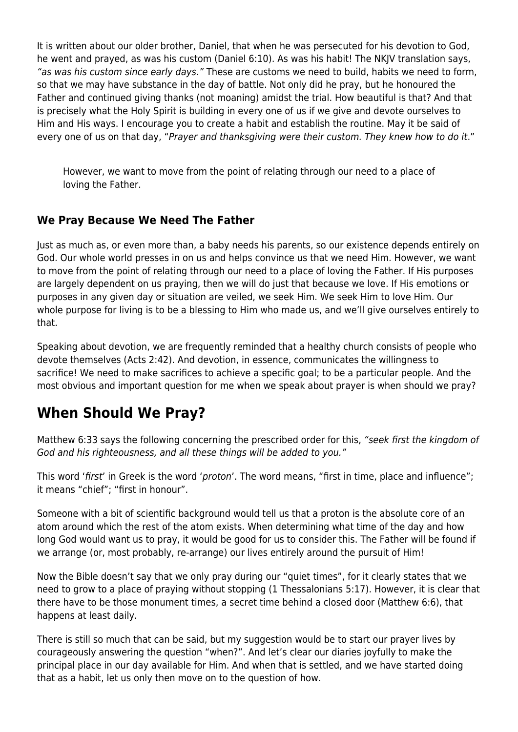It is written about our older brother, Daniel, that when he was persecuted for his devotion to God, he went and prayed, as was his custom (Daniel 6:10). As was his habit! The NKJV translation says, *"as was his custom since early days."* These are customs we need to build, habits we need to form, so that we may have substance in the day of battle. Not only did he pray, but he honoured the Father and continued giving thanks (not moaning) amidst the trial. How beautiful is that? And that is precisely what the Holy Spirit is building in every one of us if we give and devote ourselves to Him and His ways. I encourage you to create a habit and establish the routine. May it be said of every one of us on that day, "*Prayer and thanksgiving were their custom. They knew how to do it*."

> However, we want to move from the point of relating through our need to a place of loving the Father.

### We Pray Because We Need The Father

Just as much as, or even more than, a baby needs his parents, so our existence depends entirely on God. Our whole world presses in on us and helps convince us that we need Him. However, we want to move from the point of relating through our need to a place of loving the Father. If His purposes are largely dependent on us praying, then we will do just that because we love. If His emotions or purposes in any given day or situation are veiled, we seek Him. We seek Him to love Him. Our whole purpose for living is to be a blessing to Him who made us, and we'll give ourselves entirely to that.

Speaking about devotion, we are frequently reminded that a healthy church consists of people who devote themselves (Acts 2:42). And devotion, in essence, communicates the willingness to sacrifice! We need to make sacrifices to achieve a specific goal; to be a particular people. And the most obvious and important question for me when we speak about prayer is when should we pray?

## When Should We Pray?

Matthew 6:33 says the following concerning the prescribed order for this, *"seek first the kingdom of God and his righteousness, and all these things will be added to you."*

This word '*first*' in Greek is the word '*proton*'. The word means, "first in time, place and influence"; it means "chief"; "first in honour".

Someone with a bit of scientific background would tell us that a proton is the absolute core of an atom around which the rest of the atom exists. When determining what time of the day and how long God would want us to pray, it would be good for us to consider this. The Father will be found if we arrange (or, most probably, re-arrange) our lives entirely around the pursuit of Him!

Now the Bible doesn't say that we only pray during our "quiet times", for it clearly states that we need to grow to a place of praying without stopping (1 Thessalonians 5:17). However, it is clear that there have to be those monument times, a secret time behind a closed door (Matthew 6:6), that happens at least daily.

There is still so much that can be said, but my suggestion would be to start our prayer lives by courageously answering the question "when?". And let's clear our diaries joyfully to make the principal place in our day available for Him. And when that is settled, and we have started doing that as a habit, let us only then move on to the question of how.